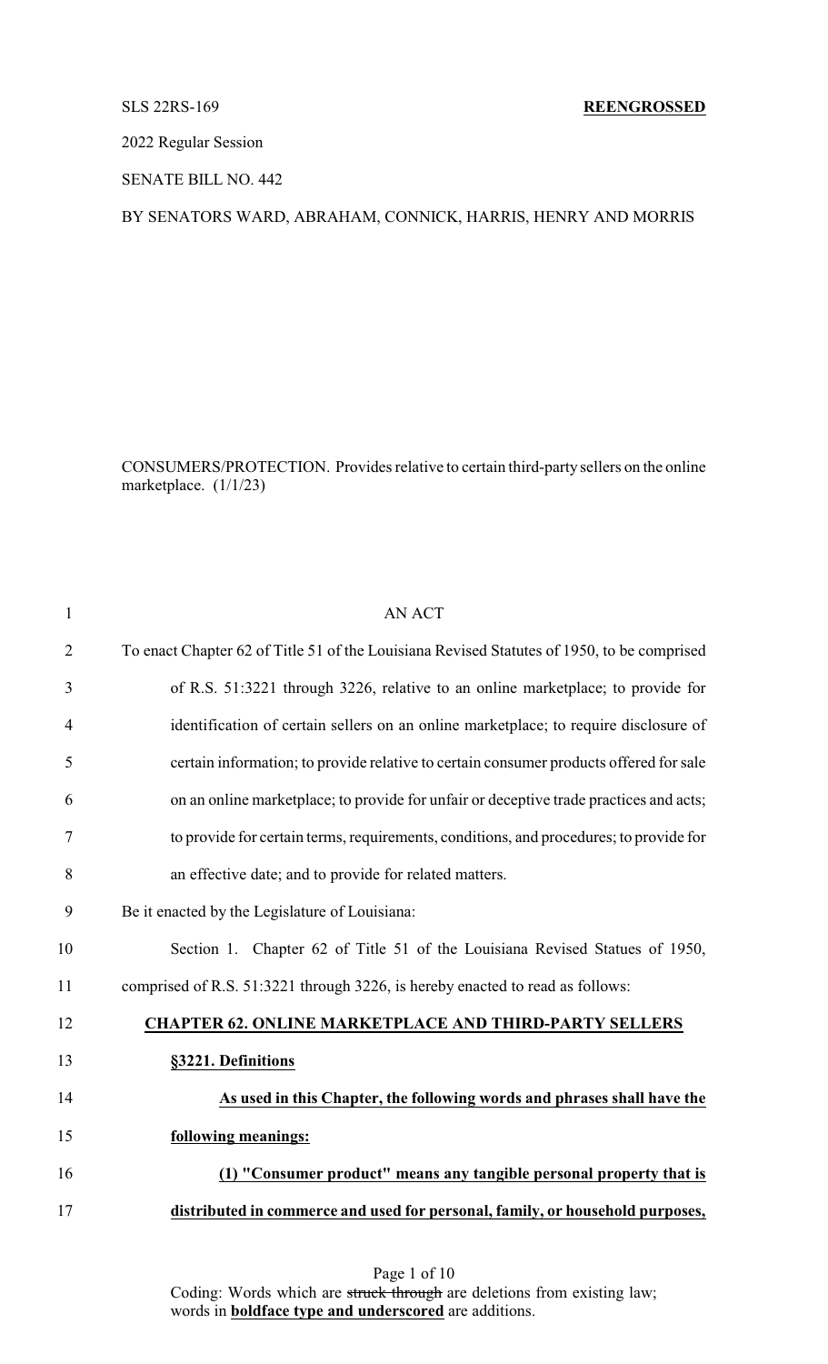SLS 22RS-169 **REENGROSSED**

2022 Regular Session

SENATE BILL NO. 442

BY SENATORS WARD, ABRAHAM, CONNICK, HARRIS, HENRY AND MORRIS

CONSUMERS/PROTECTION. Provides relative to certain third-party sellers on the online marketplace. (1/1/23)

1 AN ACT

2 To enact Chapter 62 of Title 51 of the Louisiana Revised Statutes of 1950, to be comprised

3 of R.S. 51:3221 through 3226, relative to an online marketplace; to provide for

4 identification of certain sellers on an online marketplace; to require disclosure of

5 certain information; to provide relative to certain consumer products offered for sale

6 on an online marketplace; to provide for unfair or deceptive trade practices and acts;

7 to provide for certain terms, requirements, conditions, and procedures; to provide for

8 an effective date; and to provide for related matters.

9 Be it enacted by the Legislature of Louisiana:

10 Section 1. Chapter 62 of Title 51 of the Louisiana Revised Statues of 1950,

11 comprised of R.S. 51:3221 through 3226, is hereby enacted to read as follows:

12 **CHAPTER 62. ONLINE MARKETPLACE AND THIRD-PARTY SELLERS**

13 **§3221. Definitions**

14 **As used in this Chapter, the following words and phrases shall have the**

15 **following meanings:**

16 **(1) "Consumer product" means any tangible personal property that is**

17 **distributed in commerce and used for personal, family, or household purposes,**

Coding: Words which are struck through are deletions from existing law; words in **boldface type and underscored** are additions.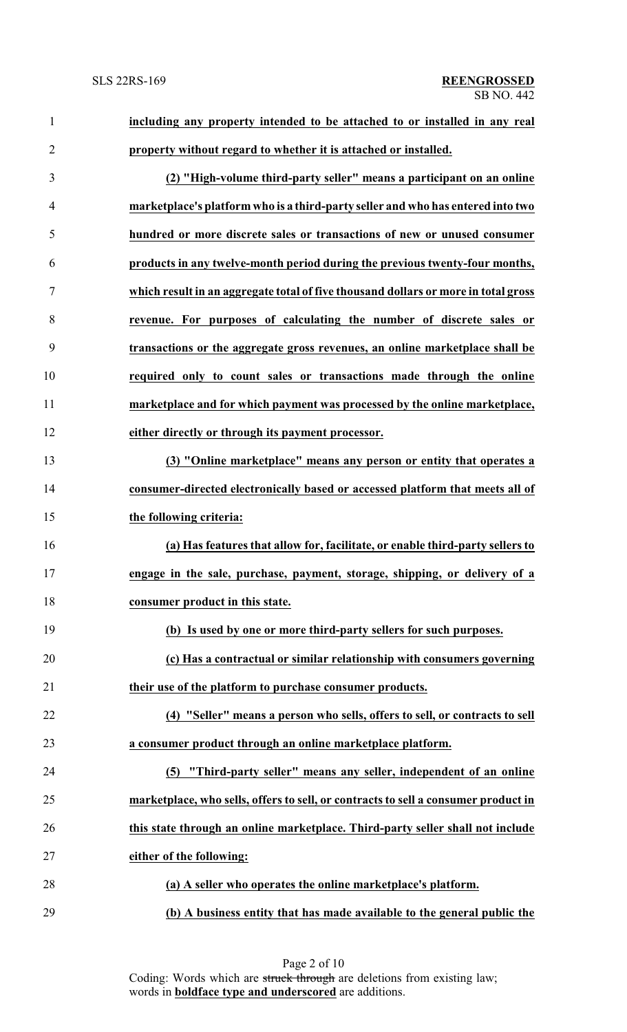**including any property intended to be attached to or installed in any real property without regard to whether it is attached or installed.**

**(2) "High-volume third-party seller" means a participant on an online marketplace's platform who is a third-party seller and who has entered into two hundred or more discrete sales or transactions of new or unused consumer products in any twelve-month period during the previous twenty-four months, which result in an aggregate total of five thousand dollars or more in total gross revenue. For purposes of calculating the number of discrete sales or transactions or the aggregate gross revenues, an online marketplace shall be required only to count sales or transactions made through the online marketplace and for which payment was processed by the online marketplace, either directly or through its payment processor.**

**(3) "Online marketplace" means any person or entity that operates a consumer-directed electronically based or accessed platform that meets all of the following criteria:**

**(a) Has features that allow for, facilitate, or enable third-party sellers to engage in the sale, purchase, payment, storage, shipping, or delivery of a consumer product in this state.**

**(b) Is used by one or more third-party sellers for such purposes.**

**(c) Has a contractual or similar relationship with consumers governing their use of the platform to purchase consumer products.**

**(4) "Seller" means a person who sells, offers to sell, or contracts to sell a consumer product through an online marketplace platform.**

**(5) "Third-party seller" means any seller, independent of an online marketplace, who sells, offers to sell, or contracts to sell a consumer product in this state through an online marketplace. Third-party seller shall not include either of the following:**

**(a) A seller who operates the online marketplace's platform.**

**(b) A business entity that has made available to the general public the**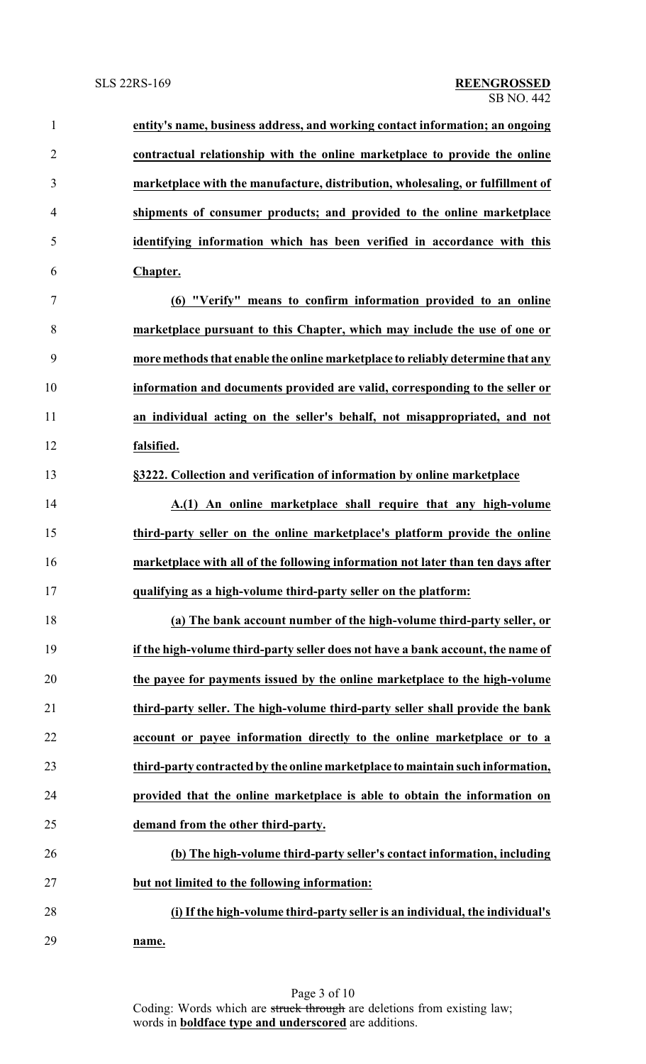**entity's name, business address, and working contact information; an ongoing contractual relationship with the online marketplace to provide the online marketplace with the manufacture, distribution, wholesaling, or fulfillment of shipments of consumer products; and provided to the online marketplace identifying information which has been verified in accordance with this Chapter.**

**(6) "Verify" means to confirm information provided to an online marketplace pursuant to this Chapter, which may include the use of one or more methods that enable the online marketplace to reliably determine that any information and documents provided are valid, corresponding to the seller or an individual acting on the seller's behalf, not misappropriated, and not falsified.**

**§3222. Collection and verification of information by online marketplace**

**A.(1) An online marketplace shall require that any high-volume third-party seller on the online marketplace's platform provide the online marketplace with all of the following information not later than ten days after qualifying as a high-volume third-party seller on the platform:**

**(a) The bank account number of the high-volume third-party seller, or if the high-volume third-party seller does not have a bank account, the name of the payee for payments issued by the online marketplace to the high-volume third-party seller. The high-volume third-party seller shall provide the bank account or payee information directly to the online marketplace or to a third-party contracted by the online marketplace to maintain such information, provided that the online marketplace is able to obtain the information on demand from the other third-party.**

**(b) The high-volume third-party seller's contact information, including but not limited to the following information:**

**(i) If the high-volume third-party seller is an individual, the individual's name.**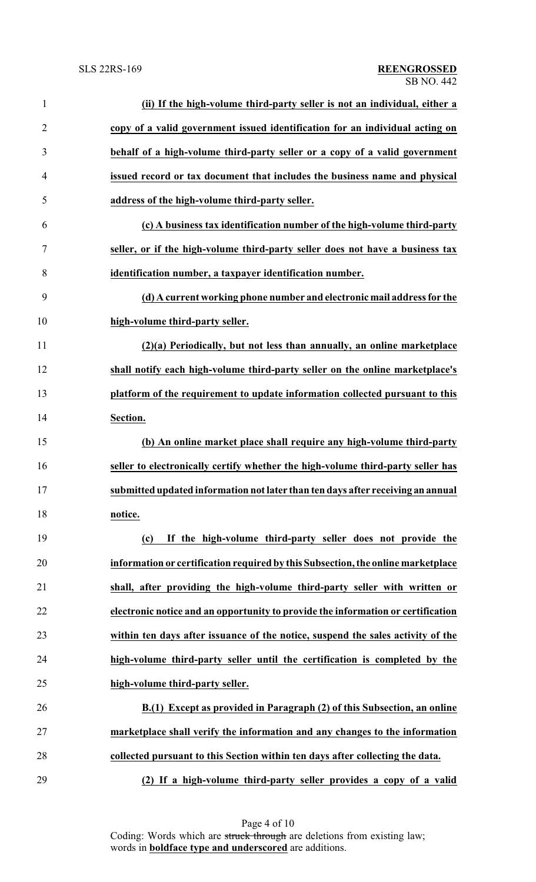**(ii) If the high-volume third-party seller is not an individual, either a copy of a valid government issued identification for an individual acting on behalf of a high-volume third-party seller or a copy of a valid government issued record or tax document that includes the business name and physical address of the high-volume third-party seller.**

**(c) A business tax identification number of the high-volume third-party seller, or if the high-volume third-party seller does not have a business tax identification number, a taxpayer identification number.**

**(d) A current working phone number and electronic mail address for the high-volume third-party seller.**

**(2)(a) Periodically, but not less than annually, an online marketplace shall notify each high-volume third-party seller on the online marketplace's platform of the requirement to update information collected pursuant to this Section.**

**(b) An online market place shall require any high-volume third-party seller to electronically certify whether the high-volume third-party seller has submitted updated information not later than ten days after receiving an annual notice.**

**(c) If the high-volume third-party seller does not provide the information or certification required by this Subsection, the online marketplace shall, after providing the high-volume third-party seller with written or electronic notice and an opportunity to provide the information or certification within ten days after issuance of the notice, suspend the sales activity of the high-volume third-party seller until the certification is completed by the high-volume third-party seller.**

**B.(1) Except as provided in Paragraph (2) of this Subsection, an online marketplace shall verify the information and any changes to the information collected pursuant to this Section within ten days after collecting the data.**

**(2) If a high-volume third-party seller provides a copy of a valid**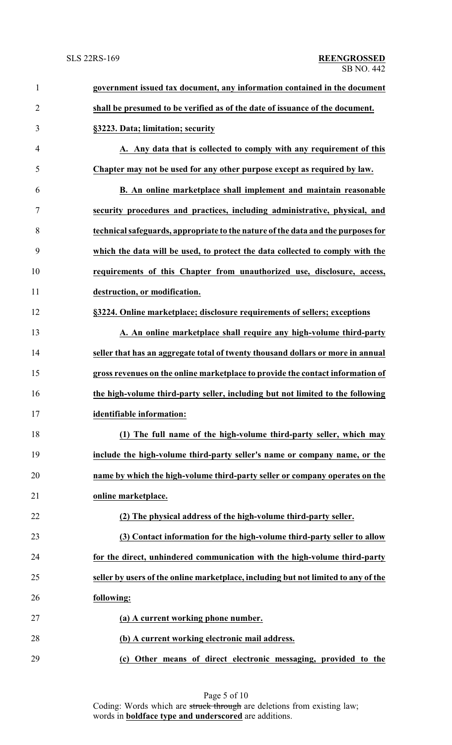**government issued tax document, any information contained in the document shall be presumed to be verified as of the date of issuance of the document.**

**§3223. Data; limitation; security**

**A. Any data that is collected to comply with any requirement of this Chapter may not be used for any other purpose except as required by law.**

**B. An online marketplace shall implement and maintain reasonable security procedures and practices, including administrative, physical, and technical safeguards, appropriate to the nature of the data and the purposes for which the data will be used, to protect the data collected to comply with the requirements of this Chapter from unauthorized use, disclosure, access, destruction, or modification.**

**§3224. Online marketplace; disclosure requirements of sellers; exceptions**

**A. An online marketplace shall require any high-volume third-party seller that has an aggregate total of twenty thousand dollars or more in annual gross revenues on the online marketplace to provide the contact information of the high-volume third-party seller, including but not limited to the following identifiable information:**

**(1) The full name of the high-volume third-party seller, which may include the high-volume third-party seller's name or company name, or the name by which the high-volume third-party seller or company operates on the online marketplace.**

**(2) The physical address of the high-volume third-party seller.**

**(3) Contact information for the high-volume third-party seller to allow for the direct, unhindered communication with the high-volume third-party seller by users of the online marketplace, including but not limited to any of the following:**

**(a) A current working phone number.**

**(b) A current working electronic mail address.**

**(c) Other means of direct electronic messaging, provided to the**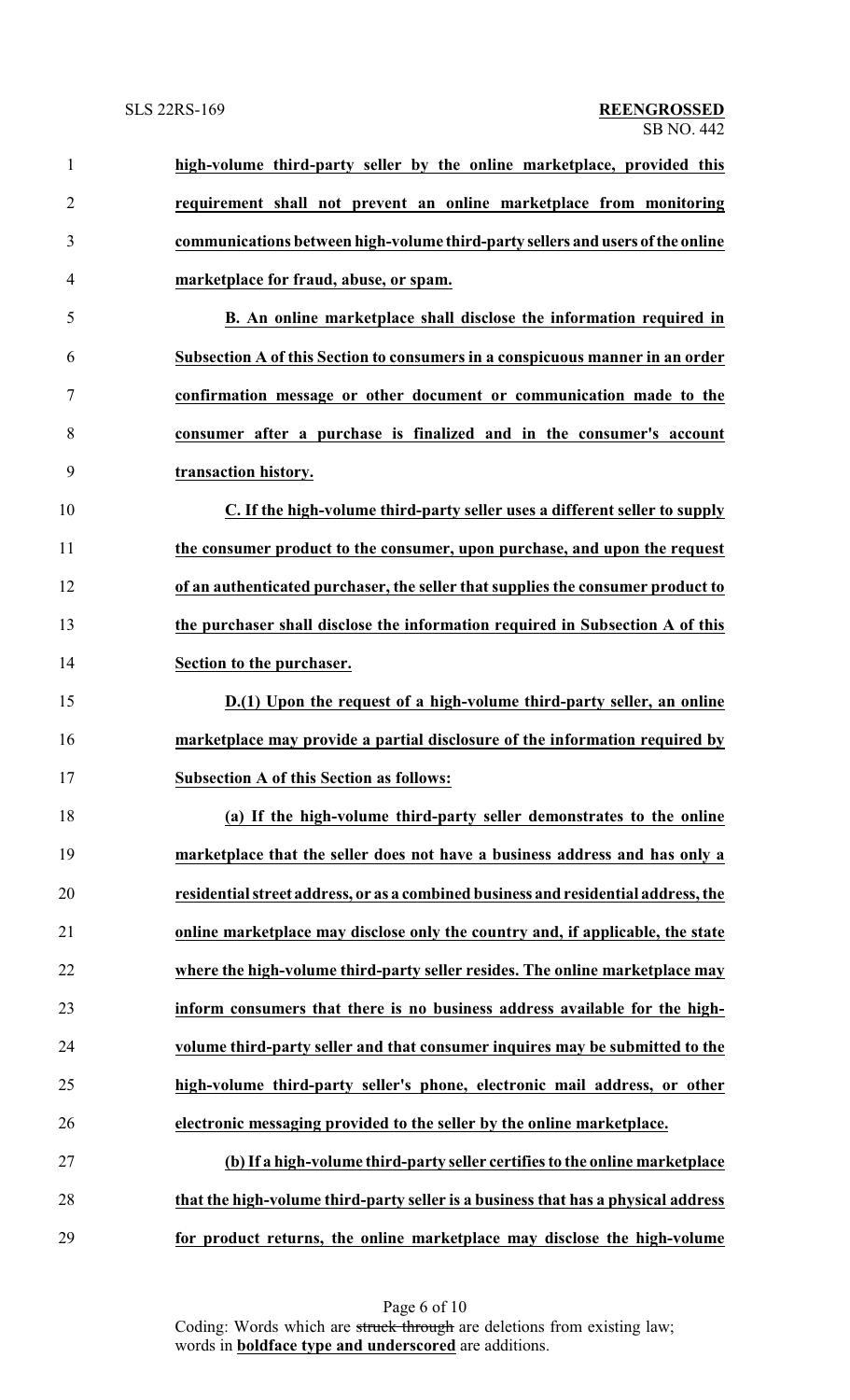**high-volume third-party seller by the online marketplace, provided this requirement shall not prevent an online marketplace from monitoring communications between high-volume third-party sellers and users of the online marketplace for fraud, abuse, or spam.**

**B. An online marketplace shall disclose the information required in Subsection A of this Section to consumers in a conspicuous manner in an order confirmation message or other document or communication made to the consumer after a purchase is finalized and in the consumer's account transaction history.**

**C. If the high-volume third-party seller uses a different seller to supply the consumer product to the consumer, upon purchase, and upon the request of an authenticated purchaser, the seller that supplies the consumer product to the purchaser shall disclose the information required in Subsection A of this Section to the purchaser.**

**D.(1) Upon the request of a high-volume third-party seller, an online marketplace may provide a partial disclosure of the information required by Subsection A of this Section as follows:**

**(a) If the high-volume third-party seller demonstrates to the online marketplace that the seller does not have a business address and has only a residential street address, or as a combined business and residential address, the online marketplace may disclose only the country and, if applicable, the state where the high-volume third-party seller resides. The online marketplace may inform consumers that there is no business address available for the high-volume third-party seller and that consumer inquires may be submitted to the high-volume third-party seller's phone, electronic mail address, or other electronic messaging provided to the seller by the online marketplace.**

**(b) If a high-volume third-party seller certifies to the online marketplace that the high-volume third-party seller is a business that has a physical address for product returns, the online marketplace may disclose the high-volume**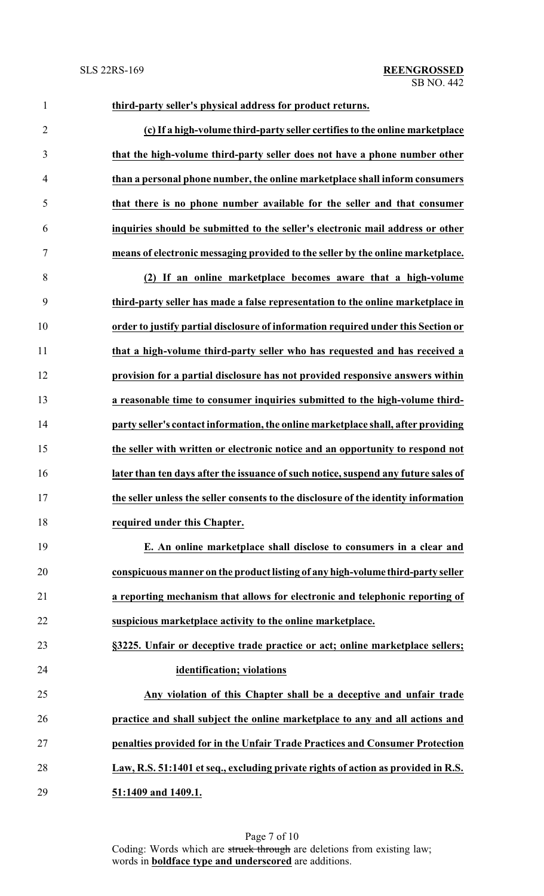**third-party seller's physical address for product returns.**

**(c) If a high-volume third-party seller certifies to the online marketplace that the high-volume third-party seller does not have a phone number other than a personal phone number, the online marketplace shall inform consumers that there is no phone number available for the seller and that consumer inquiries should be submitted to the seller's electronic mail address or other means of electronic messaging provided to the seller by the online marketplace.**

**(2) If an online marketplace becomes aware that a high-volume third-party seller has made a false representation to the online marketplace in order to justify partial disclosure of information required under this Section or that a high-volume third-party seller who has requested and has received a provision for a partial disclosure has not provided responsive answers within a reasonable time to consumer inquiries submitted to the high-volume third-party seller's contact information, the online marketplace shall, after providing the seller with written or electronic notice and an opportunity to respond not later than ten days after the issuance of such notice, suspend any future sales of the seller unless the seller consents to the disclosure of the identity information required under this Chapter.**

**E. An online marketplace shall disclose to consumers in a clear and conspicuous manner on the product listing of any high-volume third-party seller a reporting mechanism that allows for electronic and telephonic reporting of suspicious marketplace activity to the online marketplace.**

**§3225. Unfair or deceptive trade practice or act; online marketplace sellers; identification; violations**

**Any violation of this Chapter shall be a deceptive and unfair trade practice and shall subject the online marketplace to any and all actions and penalties provided for in the Unfair Trade Practices and Consumer Protection Law, R.S. 51:1401 et seq., excluding private rights of action as provided in R.S. 51:1409 and 1409.1.**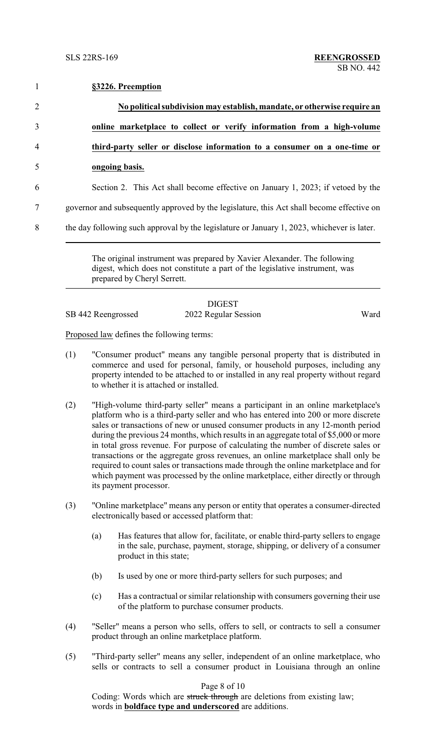**§3226. Preemption**

**No political subdivision may establish, mandate, or otherwise require an online marketplace to collect or verify information from a high-volume third-party seller or disclose information to a consumer on a one-time or ongoing basis.**

Section 2. This Act shall become effective on January 1, 2023; if vetoed by the governor and subsequently approved by the legislature, this Act shall become effective on the day following such approval by the legislature or January 1, 2023, whichever is later.

---

The original instrument was prepared by Xavier Alexander. The following digest, which does not constitute a part of the legislative instrument, was prepared by Cheryl Serrett.

---

DIGEST

SB 442 Reengrossed — 2022 Regular Session — Ward

Proposed law defines the following terms:

(1) "Consumer product" means any tangible personal property that is distributed in commerce and used for personal, family, or household purposes, including any property intended to be attached to or installed in any real property without regard to whether it is attached or installed.

(2) "High-volume third-party seller" means a participant in an online marketplace's platform who is a third-party seller and who has entered into 200 or more discrete sales or transactions of new or unused consumer products in any 12-month period during the previous 24 months, which results in an aggregate total of $5,000 or more in total gross revenue. For purpose of calculating the number of discrete sales or transactions or the aggregate gross revenues, an online marketplace shall only be required to count sales or transactions made through the online marketplace and for which payment was processed by the online marketplace, either directly or through its payment processor.

(3) "Online marketplace" means any person or entity that operates a consumer-directed electronically based or accessed platform that:

(a) Has features that allow for, facilitate, or enable third-party sellers to engage in the sale, purchase, payment, storage, shipping, or delivery of a consumer product in this state;

(b) Is used by one or more third-party sellers for such purposes; and

(c) Has a contractual or similar relationship with consumers governing their use of the platform to purchase consumer products.

(4) "Seller" means a person who sells, offers to sell, or contracts to sell a consumer product through an online marketplace platform.

(5) "Third-party seller" means any seller, independent of an online marketplace, who sells or contracts to sell a consumer product in Louisiana through an online

Coding: Words which are ~~struck through~~ are deletions from existing law; words in **boldface type and underscored** are additions.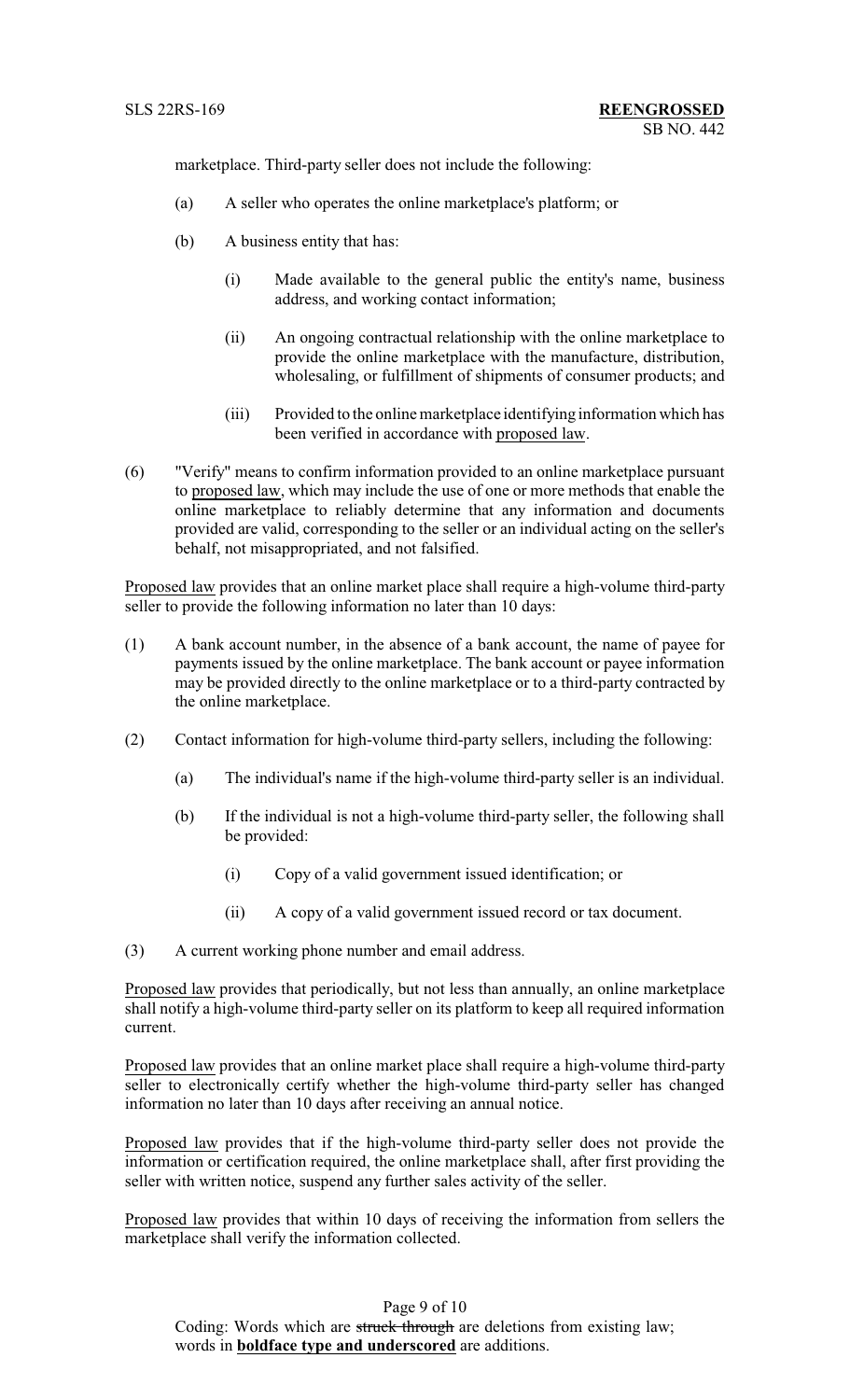marketplace. Third-party seller does not include the following:

(a) A seller who operates the online marketplace's platform; or

(b) A business entity that has:

(i) Made available to the general public the entity's name, business address, and working contact information;

(ii) An ongoing contractual relationship with the online marketplace to provide the online marketplace with the manufacture, distribution, wholesaling, or fulfillment of shipments of consumer products; and

(iii) Provided to the online marketplace identifying information which has been verified in accordance with proposed law.

(6) "Verify" means to confirm information provided to an online marketplace pursuant to proposed law, which may include the use of one or more methods that enable the online marketplace to reliably determine that any information and documents provided are valid, corresponding to the seller or an individual acting on the seller's behalf, not misappropriated, and not falsified.

Proposed law provides that an online market place shall require a high-volume third-party seller to provide the following information no later than 10 days:

(1) A bank account number, in the absence of a bank account, the name of payee for payments issued by the online marketplace. The bank account or payee information may be provided directly to the online marketplace or to a third-party contracted by the online marketplace.

(2) Contact information for high-volume third-party sellers, including the following:

(a) The individual's name if the high-volume third-party seller is an individual.

(b) If the individual is not a high-volume third-party seller, the following shall be provided:

(i) Copy of a valid government issued identification; or

(ii) A copy of a valid government issued record or tax document.

(3) A current working phone number and email address.

Proposed law provides that periodically, but not less than annually, an online marketplace shall notify a high-volume third-party seller on its platform to keep all required information current.

Proposed law provides that an online market place shall require a high-volume third-party seller to electronically certify whether the high-volume third-party seller has changed information no later than 10 days after receiving an annual notice.

Proposed law provides that if the high-volume third-party seller does not provide the information or certification required, the online marketplace shall, after first providing the seller with written notice, suspend any further sales activity of the seller.

Proposed law provides that within 10 days of receiving the information from sellers the marketplace shall verify the information collected.

Coding: Words which are ~~struck through~~ are deletions from existing law; words in **boldface type and underscored** are additions.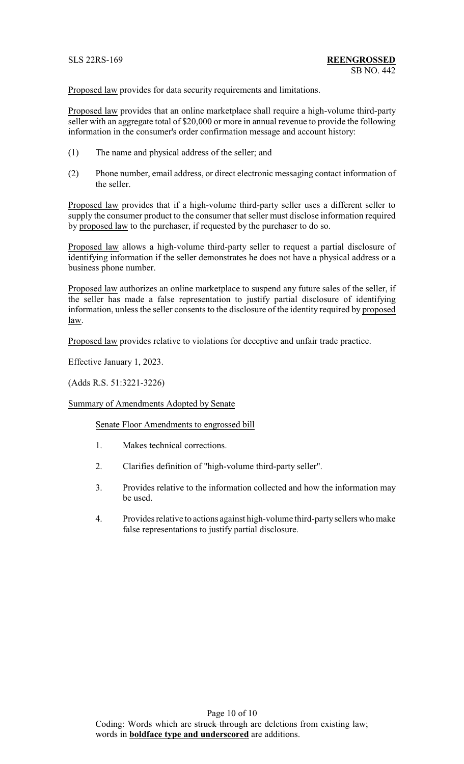<u>Proposed law</u> provides for data security requirements and limitations.

<u>Proposed law</u> provides that an online marketplace shall require a high-volume third-party seller with an aggregate total of $20,000 or more in annual revenue to provide the following information in the consumer's order confirmation message and account history:

(1) The name and physical address of the seller; and

(2) Phone number, email address, or direct electronic messaging contact information of the seller.

<u>Proposed law</u> provides that if a high-volume third-party seller uses a different seller to supply the consumer product to the consumer that seller must disclose information required by <u>proposed law</u> to the purchaser, if requested by the purchaser to do so.

<u>Proposed law</u> allows a high-volume third-party seller to request a partial disclosure of identifying information if the seller demonstrates he does not have a physical address or a business phone number.

<u>Proposed law</u> authorizes an online marketplace to suspend any future sales of the seller, if the seller has made a false representation to justify partial disclosure of identifying information, unless the seller consents to the disclosure of the identity required by <u>proposed law</u>.

<u>Proposed law</u> provides relative to violations for deceptive and unfair trade practice.

Effective January 1, 2023.

(Adds R.S. 51:3221-3226)

<u>Summary of Amendments Adopted by Senate</u>

<u>Senate Floor Amendments to engrossed bill</u>

1. Makes technical corrections.

2. Clarifies definition of "high-volume third-party seller".

3. Provides relative to the information collected and how the information may be used.

4. Provides relative to actions against high-volume third-party sellers who make false representations to justify partial disclosure.

Coding: Words which are ~~struck through~~ are deletions from existing law; words in **<u>boldface type and underscored</u>** are additions.